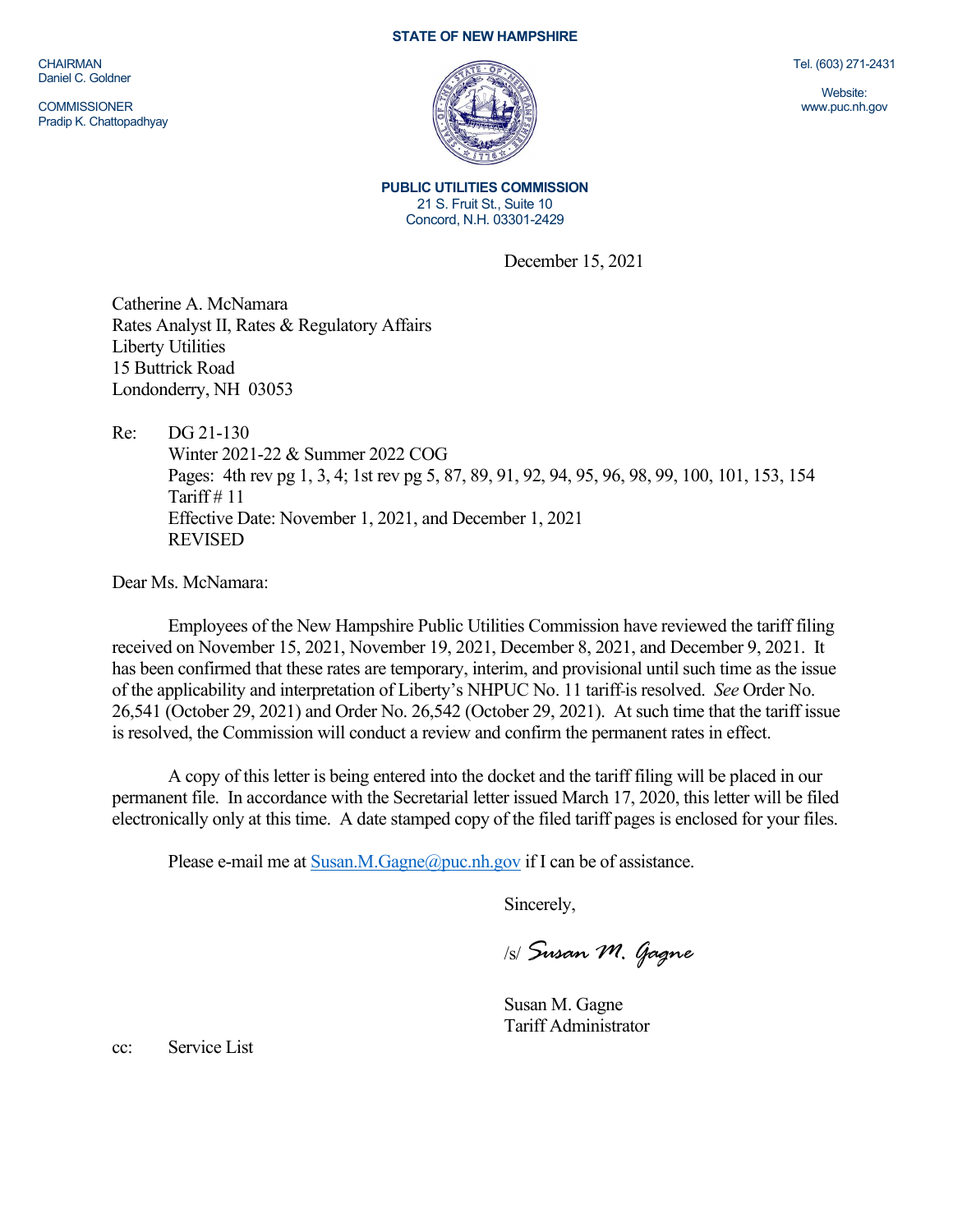STATE OF NEW HAMPSHIRE

CHAIRMAN
Daniel C. Goldner

COMMISSIONER
Pradip K. Chattopadhyay

Tel. (603) 271-2431

Website:
www.puc.nh.gov

**PUBLIC UTILITIES COMMISSION**
21 S. Fruit St., Suite 10
Concord, N.H. 03301-2429

December 15, 2021

Catherine A. McNamara
Rates Analyst II, Rates & Regulatory Affairs
Liberty Utilities
15 Buttrick Road
Londonderry, NH 03053

Re: DG 21-130
Winter 2021-22 & Summer 2022 COG
Pages: 4th rev pg 1, 3, 4; 1st rev pg 5, 87, 89, 91, 92, 94, 95, 96, 98, 99, 100, 101, 153, 154
Tariff # 11
Effective Date: November 1, 2021, and December 1, 2021
REVISED

Dear Ms. McNamara:

Employees of the New Hampshire Public Utilities Commission have reviewed the tariff filing received on November 15, 2021, November 19, 2021, December 8, 2021, and December 9, 2021. It has been confirmed that these rates are temporary, interim, and provisional until such time as the issue of the applicability and interpretation of Liberty's NHPUC No. 11 tariff is resolved. *See* Order No. 26,541 (October 29, 2021) and Order No. 26,542 (October 29, 2021). At such time that the tariff issue is resolved, the Commission will conduct a review and confirm the permanent rates in effect.

A copy of this letter is being entered into the docket and the tariff filing will be placed in our permanent file. In accordance with the Secretarial letter issued March 17, 2020, this letter will be filed electronically only at this time. A date stamped copy of the filed tariff pages is enclosed for your files.

Please e-mail me at Susan.M.Gagne@puc.nh.gov if I can be of assistance.

Sincerely,

/s/ *Susan M. Gagne*

Susan M. Gagne
Tariff Administrator

cc: Service List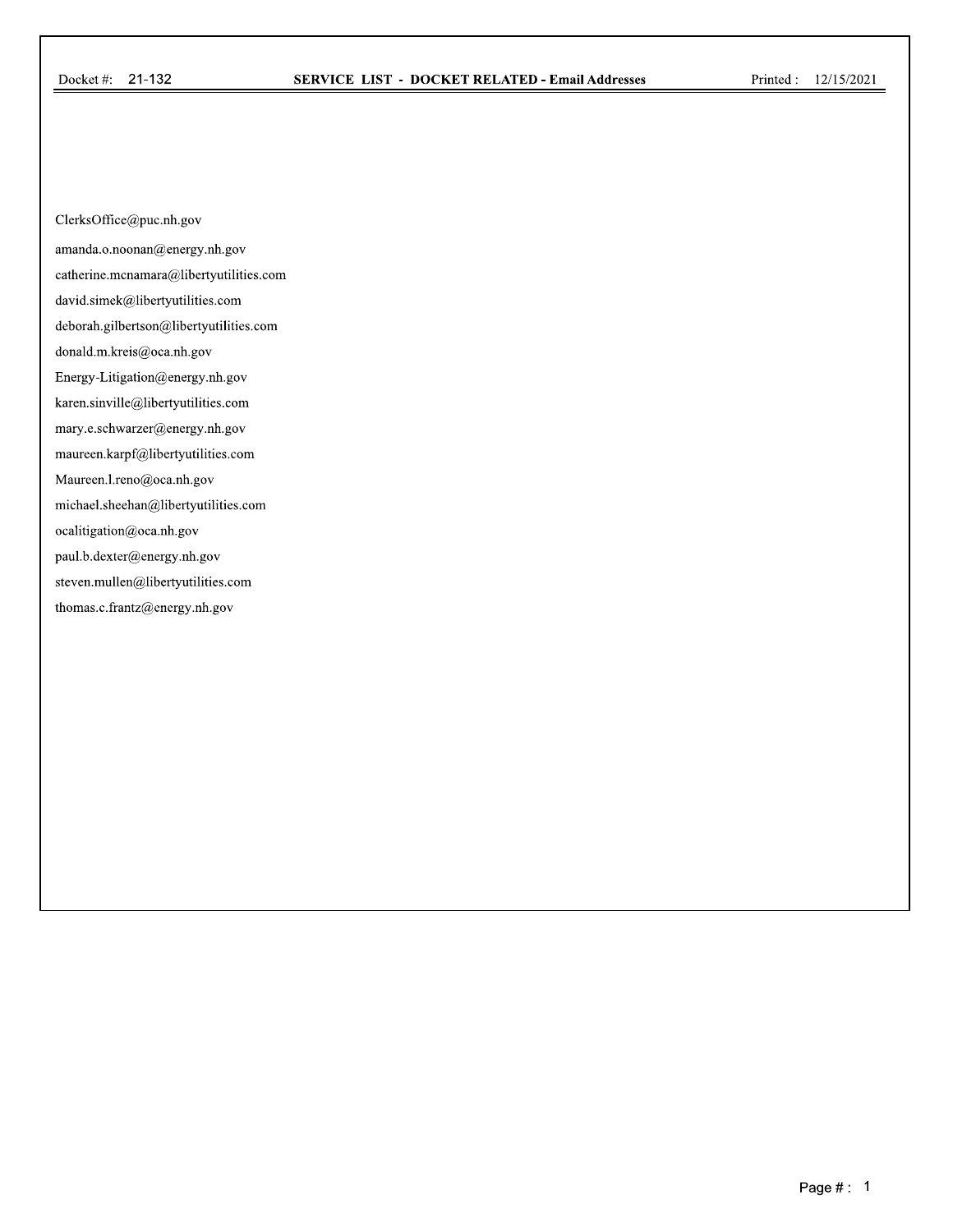Docket #: 21-132

**SERVICE LIST - DOCKET RELATED - Email Addresses**

Printed : 12/15/2021

ClerksOffice@puc.nh.gov

amanda.o.noonan@energy.nh.gov

catherine.mcnamara@libertyutilities.com

david.simek@libertyutilities.com

deborah.gilbertson@libertyutilities.com

donald.m.kreis@oca.nh.gov

Energy-Litigation@energy.nh.gov

karen.sinville@libertyutilities.com

mary.e.schwarzer@energy.nh.gov

maureen.karpf@libertyutilities.com

Maureen.l.reno@oca.nh.gov

michael.sheehan@libertyutilities.com

ocalitigation@oca.nh.gov

paul.b.dexter@energy.nh.gov

steven.mullen@libertyutilities.com

thomas.c.frantz@energy.nh.gov